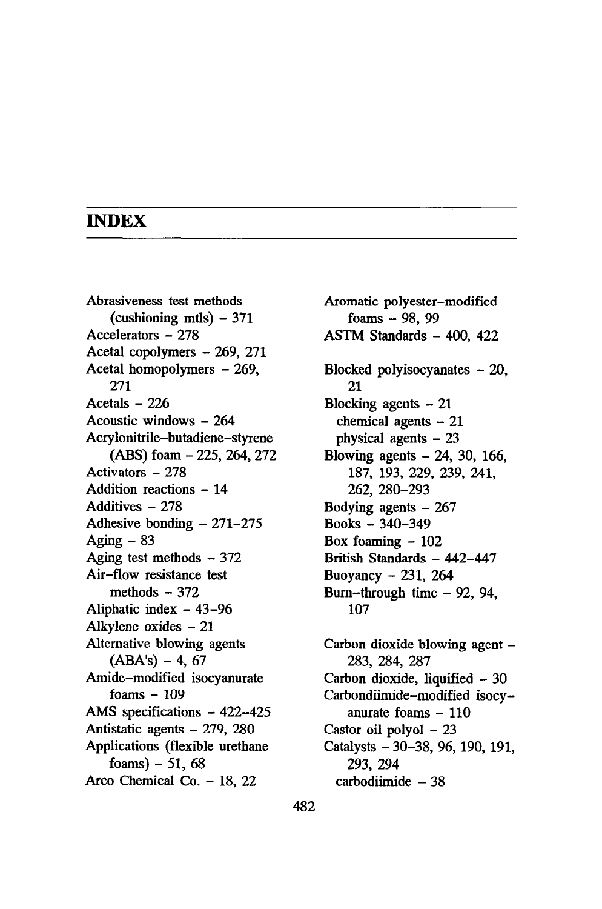# INDEX

Abrasiveness test methods (cushioning mtls) – 371
Accelerators – 278
Acetal copolymers – 269, 271
Acetal homopolymers – 269, 271
Acetals – 226
Acoustic windows – 264
Acrylonitrile–butadiene–styrene (ABS) foam – 225, 264, 272
Activators – 278
Addition reactions – 14
Additives – 278
Adhesive bonding – 271–275
Aging – 83
Aging test methods – 372
Air–flow resistance test methods – 372
Aliphatic index – 43–96
Alkylene oxides – 21
Alternative blowing agents (ABA's) – 4, 67
Amide–modified isocyanurate foams – 109
AMS specifications – 422–425
Antistatic agents – 279, 280
Applications (flexible urethane foams) – 51, 68
Arco Chemical Co. – 18, 22
Aromatic polyester–modified foams – 98, 99
ASTM Standards – 400, 422

Blocked polyisocyanates – 20, 21
Blocking agents – 21
 chemical agents – 21
 physical agents – 23
Blowing agents – 24, 30, 166, 187, 193, 229, 239, 241, 262, 280–293
Bodying agents – 267
Books – 340–349
Box foaming – 102
British Standards – 442–447
Buoyancy – 231, 264
Burn–through time – 92, 94, 107

Carbon dioxide blowing agent – 283, 284, 287
Carbon dioxide, liquified – 30
Carbondiimide–modified isocyanurate foams – 110
Castor oil polyol – 23
Catalysts – 30–38, 96, 190, 191, 293, 294
 carbodiimide – 38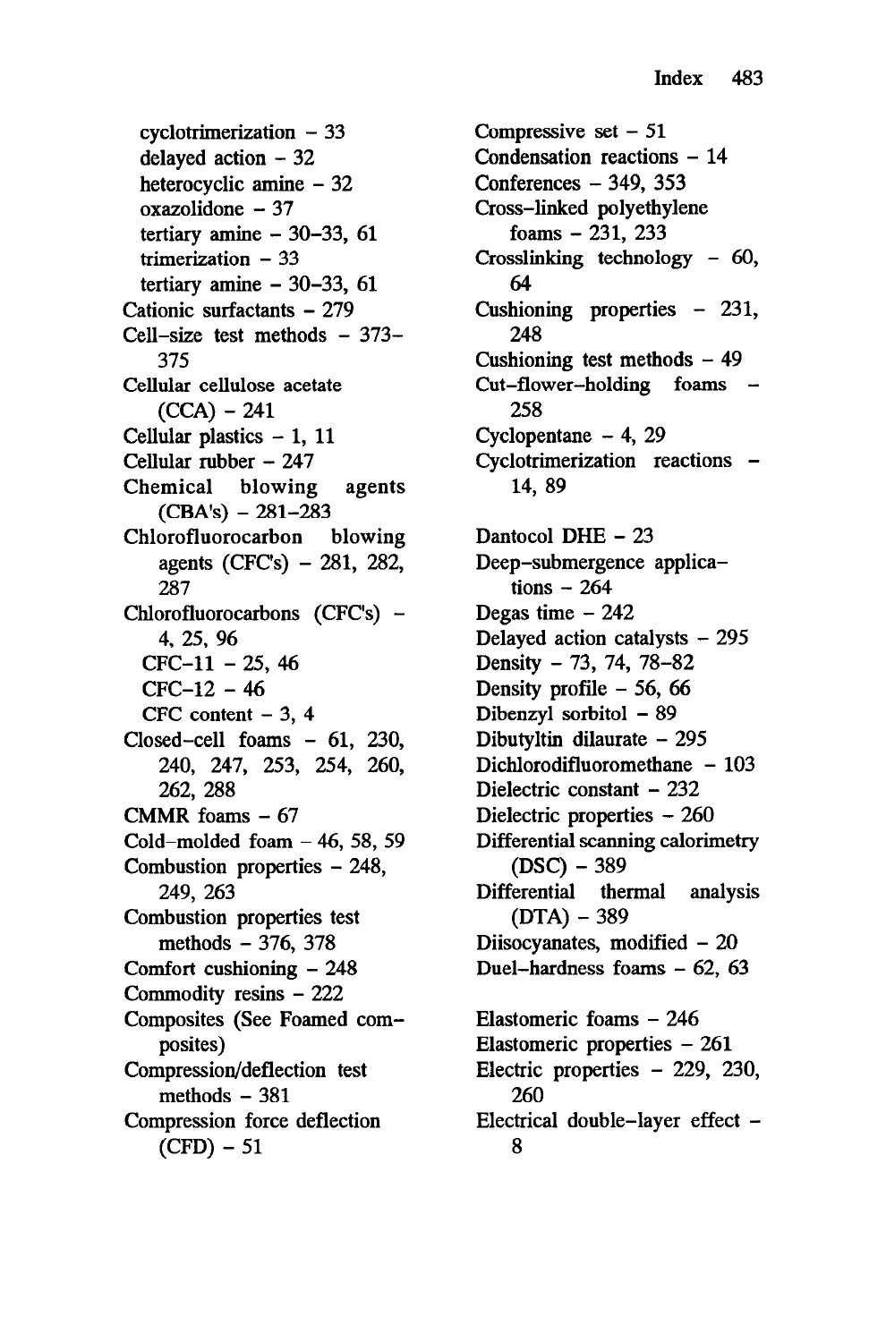- cyclotrimerization - 33
  - delayed action - 32
  - heterocyclic amine - 32
  - oxazolidone - 37
  - tertiary amine - 30–33, 61
  - trimerization - 33
  - tertiary amine - 30–33, 61
- Cationic surfactants - 279
- Cell-size test methods - 373–375
- Cellular cellulose acetate (CCA) - 241
- Cellular plastics - 1, 11
- Cellular rubber - 247
- Chemical blowing agents (CBA's) - 281–283
- Chlorofluorocarbon blowing agents (CFC's) - 281, 282, 287
- Chlorofluorocarbons (CFC's) - 4, 25, 96
  - CFC-11 - 25, 46
  - CFC-12 - 46
  - CFC content - 3, 4
- Closed-cell foams - 61, 230, 240, 247, 253, 254, 260, 262, 288
- CMMR foams - 67
- Cold-molded foam - 46, 58, 59
- Combustion properties - 248, 249, 263
- Combustion properties test methods - 376, 378
- Comfort cushioning - 248
- Commodity resins - 222
- Composites (See Foamed composites)
- Compression/deflection test methods - 381
- Compression force deflection (CFD) - 51
- Compressive set - 51
- Condensation reactions - 14
- Conferences - 349, 353
- Cross-linked polyethylene foams - 231, 233
- Crosslinking technology - 60, 64
- Cushioning properties - 231, 248
- Cushioning test methods - 49
- Cut-flower-holding foams - 258
- Cyclopentane - 4, 29
- Cyclotrimerization reactions - 14, 89

- Dantocol DHE - 23
- Deep-submergence applications - 264
- Degas time - 242
- Delayed action catalysts - 295
- Density - 73, 74, 78–82
- Density profile - 56, 66
- Dibenzyl sorbitol - 89
- Dibutyltin dilaurate - 295
- Dichlorodifluoromethane - 103
- Dielectric constant - 232
- Dielectric properties - 260
- Differential scanning calorimetry (DSC) - 389
- Differential thermal analysis (DTA) - 389
- Diisocyanates, modified - 20
- Duel-hardness foams - 62, 63

- Elastomeric foams - 246
- Elastomeric properties - 261
- Electric properties - 229, 230, 260
- Electrical double-layer effect - 8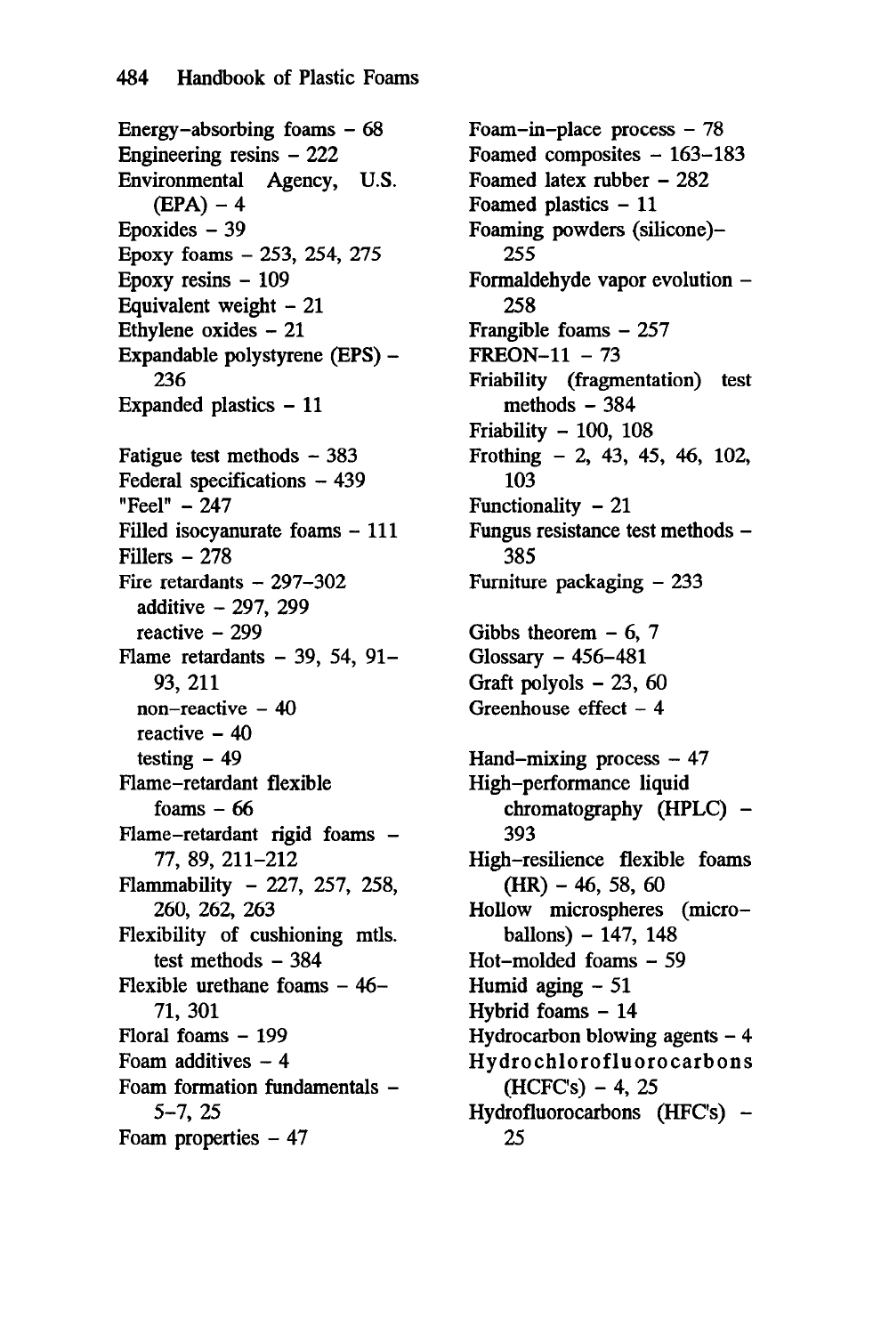Energy-absorbing foams - 68
Engineering resins - 222
Environmental Agency, U.S. (EPA) - 4
Epoxides - 39
Epoxy foams - 253, 254, 275
Epoxy resins - 109
Equivalent weight - 21
Ethylene oxides - 21
Expandable polystyrene (EPS) - 236
Expanded plastics - 11

Fatigue test methods - 383
Federal specifications - 439
"Feel" - 247
Filled isocyanurate foams - 111
Fillers - 278
Fire retardants - 297–302
 additive - 297, 299
 reactive - 299
Flame retardants - 39, 54, 91–93, 211
 non-reactive - 40
 reactive - 40
 testing - 49
Flame-retardant flexible foams - 66
Flame-retardant rigid foams - 77, 89, 211–212
Flammability - 227, 257, 258, 260, 262, 263
Flexibility of cushioning mtls. test methods - 384
Flexible urethane foams - 46–71, 301
Floral foams - 199
Foam additives - 4
Foam formation fundamentals - 5–7, 25
Foam properties - 47
Foam-in-place process - 78
Foamed composites - 163–183
Foamed latex rubber - 282
Foamed plastics - 11
Foaming powders (silicone)- 255
Formaldehyde vapor evolution - 258
Frangible foams - 257
FREON-11 - 73
Friability (fragmentation) test methods - 384
Friability - 100, 108
Frothing - 2, 43, 45, 46, 102, 103
Functionality - 21
Fungus resistance test methods - 385
Furniture packaging - 233

Gibbs theorem - 6, 7
Glossary - 456–481
Graft polyols - 23, 60
Greenhouse effect - 4

Hand-mixing process - 47
High-performance liquid chromatography (HPLC) - 393
High-resilience flexible foams (HR) - 46, 58, 60
Hollow microspheres (micro-ballons) - 147, 148
Hot-molded foams - 59
Humid aging - 51
Hybrid foams - 14
Hydrocarbon blowing agents - 4
Hydrochlorofluorocarbons (HCFC's) - 4, 25
Hydrofluorocarbons (HFC's) - 25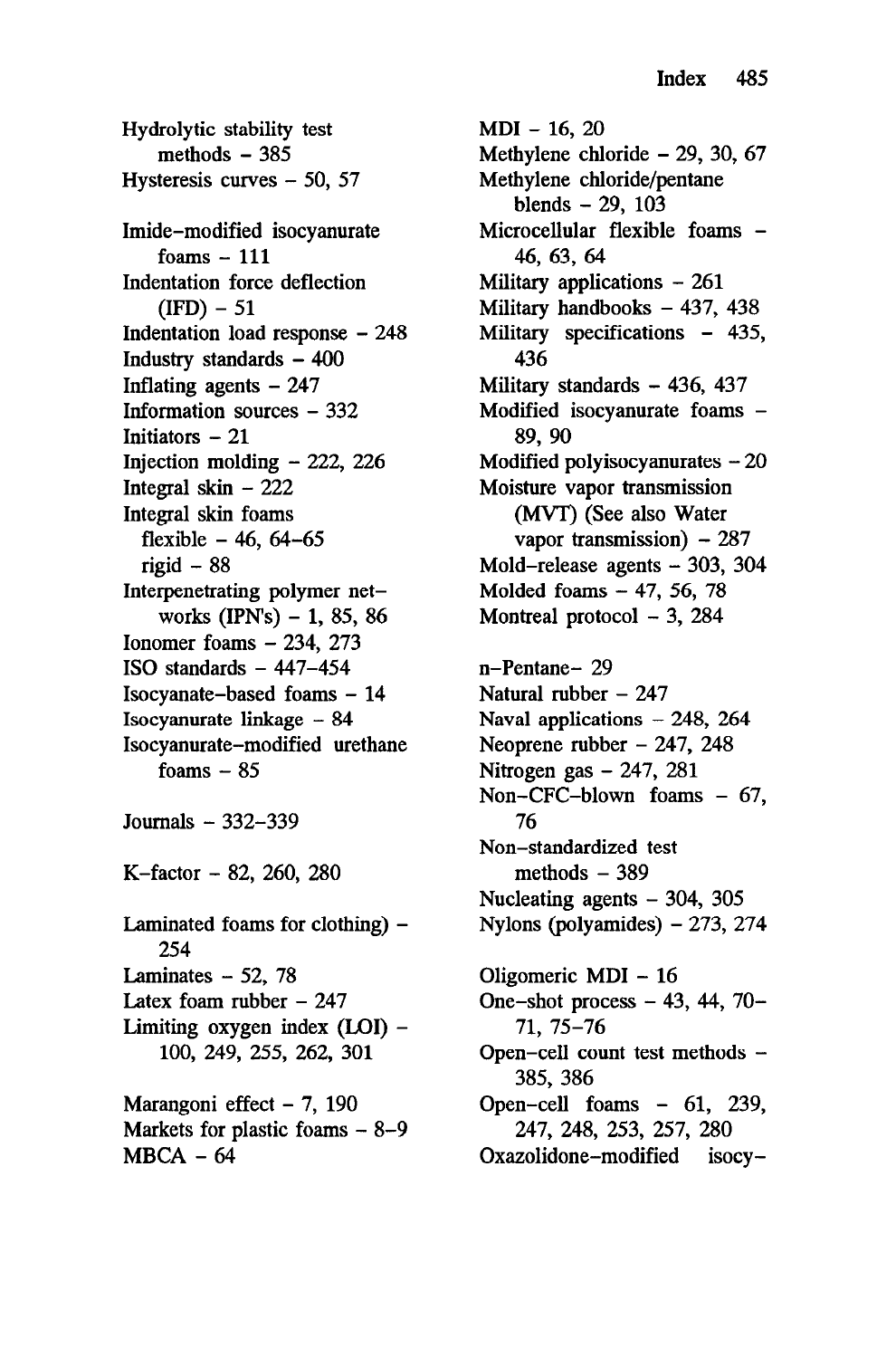Hydrolytic stability test methods – 385
Hysteresis curves – 50, 57

Imide-modified isocyanurate foams – 111
Indentation force deflection (IFD) – 51
Indentation load response – 248
Industry standards – 400
Inflating agents – 247
Information sources – 332
Initiators – 21
Injection molding – 222, 226
Integral skin – 222
Integral skin foams
  flexible – 46, 64–65
  rigid – 88
Interpenetrating polymer networks (IPN's) – 1, 85, 86
Ionomer foams – 234, 273
ISO standards – 447–454
Isocyanate-based foams – 14
Isocyanurate linkage – 84
Isocyanurate-modified urethane foams – 85

Journals – 332–339

K-factor – 82, 260, 280

Laminated foams for clothing) – 254
Laminates – 52, 78
Latex foam rubber – 247
Limiting oxygen index (LOI) – 100, 249, 255, 262, 301

Marangoni effect – 7, 190
Markets for plastic foams – 8–9
MBCA – 64
MDI – 16, 20
Methylene chloride – 29, 30, 67
Methylene chloride/pentane blends – 29, 103
Microcellular flexible foams – 46, 63, 64
Military applications – 261
Military handbooks – 437, 438
Military specifications – 435, 436
Military standards – 436, 437
Modified isocyanurate foams – 89, 90
Modified polyisocyanurates – 20
Moisture vapor transmission (MVT) (See also Water vapor transmission) – 287
Mold-release agents – 303, 304
Molded foams – 47, 56, 78
Montreal protocol – 3, 284

n-Pentane– 29
Natural rubber – 247
Naval applications – 248, 264
Neoprene rubber – 247, 248
Nitrogen gas – 247, 281
Non-CFC-blown foams – 67, 76
Non-standardized test methods – 389
Nucleating agents – 304, 305
Nylons (polyamides) – 273, 274

Oligomeric MDI – 16
One-shot process – 43, 44, 70–71, 75–76
Open-cell count test methods – 385, 386
Open-cell foams – 61, 239, 247, 248, 253, 257, 280
Oxazolidone-modified isocy-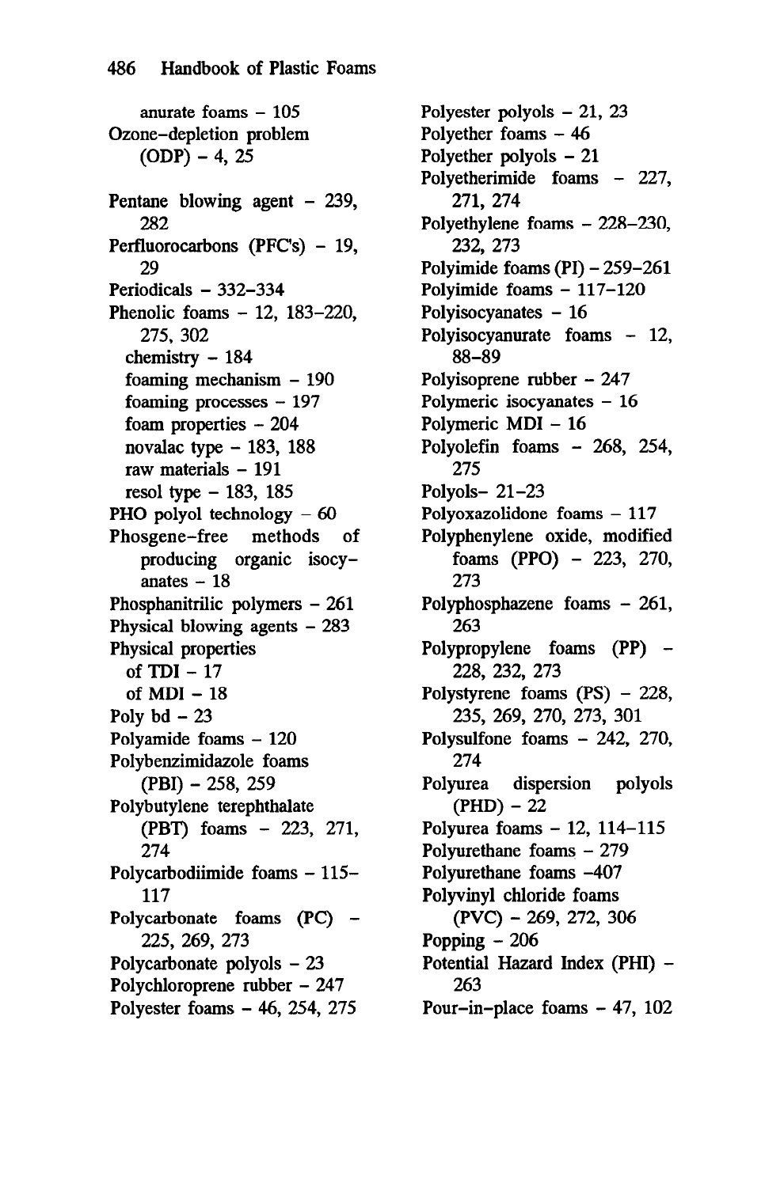anurate foams – 105
Ozone-depletion problem (ODP) – 4, 25

Pentane blowing agent – 239, 282
Perfluorocarbons (PFC's) – 19, 29
Periodicals – 332–334
Phenolic foams – 12, 183–220, 275, 302
  chemistry – 184
  foaming mechanism – 190
  foaming processes – 197
  foam properties – 204
  novalac type – 183, 188
  raw materials – 191
  resol type – 183, 185
PHO polyol technology – 60
Phosgene-free methods of producing organic isocyanates – 18
Phosphanitrilic polymers – 261
Physical blowing agents – 283
Physical properties
  of TDI – 17
  of MDI – 18
Poly bd – 23
Polyamide foams – 120
Polybenzimidazole foams (PBI) – 258, 259
Polybutylene terephthalate (PBT) foams – 223, 271, 274
Polycarbodiimide foams – 115–117
Polycarbonate foams (PC) – 225, 269, 273
Polycarbonate polyols – 23
Polychloroprene rubber – 247
Polyester foams – 46, 254, 275
Polyester polyols – 21, 23
Polyether foams – 46
Polyether polyols – 21
Polyetherimide foams – 227, 271, 274
Polyethylene foams – 228–230, 232, 273
Polyimide foams (PI) – 259–261
Polyimide foams – 117–120
Polyisocyanates – 16
Polyisocyanurate foams – 12, 88–89
Polyisoprene rubber – 247
Polymeric isocyanates – 16
Polymeric MDI – 16
Polyolefin foams – 268, 254, 275
Polyols– 21–23
Polyoxazolidone foams – 117
Polyphenylene oxide, modified foams (PPO) – 223, 270, 273
Polyphosphazene foams – 261, 263
Polypropylene foams (PP) – 228, 232, 273
Polystyrene foams (PS) – 228, 235, 269, 270, 273, 301
Polysulfone foams – 242, 270, 274
Polyurea dispersion polyols (PHD) – 22
Polyurea foams – 12, 114–115
Polyurethane foams – 279
Polyurethane foams –407
Polyvinyl chloride foams (PVC) – 269, 272, 306
Popping – 206
Potential Hazard Index (PHI) – 263
Pour-in-place foams – 47, 102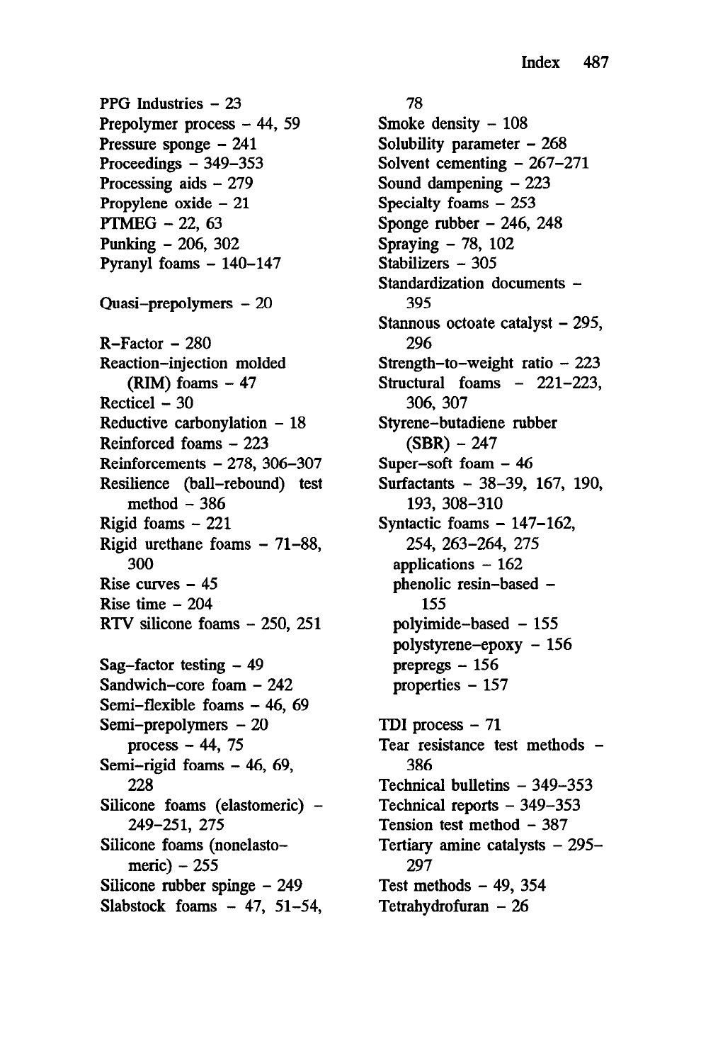PPG Industries – 23
Prepolymer process – 44, 59
Pressure sponge – 241
Proceedings – 349–353
Processing aids – 279
Propylene oxide – 21
PTMEG – 22, 63
Punking – 206, 302
Pyranyl foams – 140–147

Quasi-prepolymers – 20

R-Factor – 280
Reaction-injection molded (RIM) foams – 47
Recticel – 30
Reductive carbonylation – 18
Reinforced foams – 223
Reinforcements – 278, 306–307
Resilience (ball-rebound) test method – 386
Rigid foams – 221
Rigid urethane foams – 71–88, 300
Rise curves – 45
Rise time – 204
RTV silicone foams – 250, 251

Sag-factor testing – 49
Sandwich-core foam – 242
Semi-flexible foams – 46, 69
Semi-prepolymers – 20
  process – 44, 75
Semi-rigid foams – 46, 69, 228
Silicone foams (elastomeric) – 249–251, 275
Silicone foams (nonelastomeric) – 255
Silicone rubber spinge – 249
Slabstock foams – 47, 51–54, 78
Smoke density – 108
Solubility parameter – 268
Solvent cementing – 267–271
Sound dampening – 223
Specialty foams – 253
Sponge rubber – 246, 248
Spraying – 78, 102
Stabilizers – 305
Standardization documents – 395
Stannous octoate catalyst – 295, 296
Strength-to-weight ratio – 223
Structural foams – 221–223, 306, 307
Styrene-butadiene rubber (SBR) – 247
Super-soft foam – 46
Surfactants – 38–39, 167, 190, 193, 308–310
Syntactic foams – 147–162, 254, 263–264, 275
  applications – 162
  phenolic resin-based – 155
  polyimide-based – 155
  polystyrene-epoxy – 156
  prepregs – 156
  properties – 157

TDI process – 71
Tear resistance test methods – 386
Technical bulletins – 349–353
Technical reports – 349–353
Tension test method – 387
Tertiary amine catalysts – 295–297
Test methods – 49, 354
Tetrahydrofuran – 26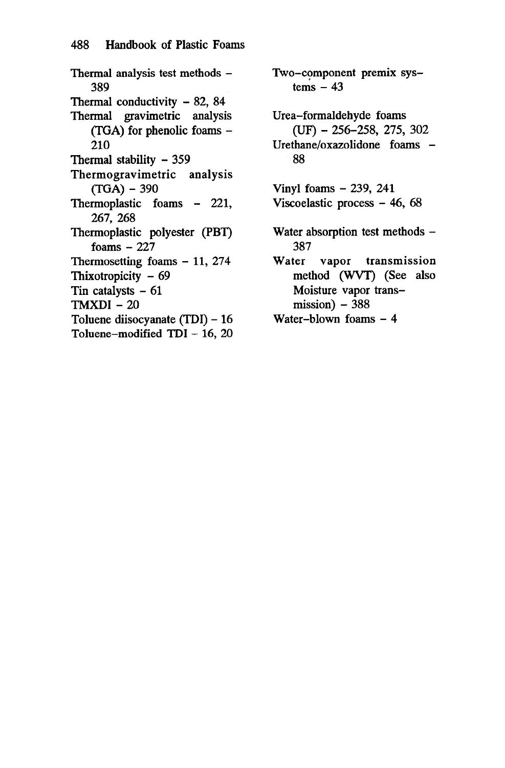Thermal analysis test methods – 389

Thermal conductivity – 82, 84

Thermal gravimetric analysis (TGA) for phenolic foams – 210

Thermal stability – 359

Thermogravimetric analysis (TGA) – 390

Thermoplastic foams – 221, 267, 268

Thermoplastic polyester (PBT) foams – 227

Thermosetting foams – 11, 274

Thixotropicity – 69

Tin catalysts – 61

TMXDI – 20

Toluene diisocyanate (TDI) – 16

Toluene-modified TDI – 16, 20

Two-component premix systems – 43

Urea-formaldehyde foams (UF) – 256–258, 275, 302

Urethane/oxazolidone foams – 88

Vinyl foams – 239, 241

Viscoelastic process – 46, 68

Water absorption test methods – 387

Water vapor transmission method (WVT) (See also Moisture vapor transmission) – 388

Water-blown foams – 4